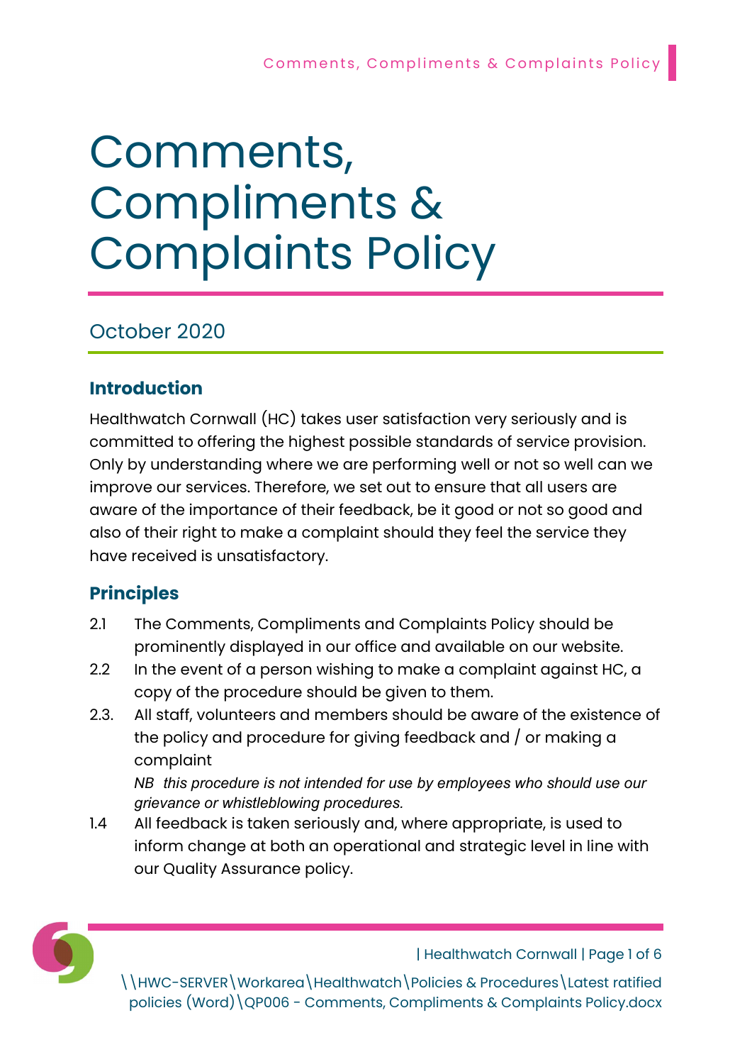# Comments, Compliments & Complaints Policy

## October 2020

### Introduction

Healthwatch Cornwall (HC) takes user satisfaction very seriously and is committed to offering the highest possible standards of service provision. Only by understanding where we are performing well or not so well can we improve our services. Therefore, we set out to ensure that all users are aware of the importance of their feedback, be it good or not so good and also of their right to make a complaint should they feel the service they have received is unsatisfactory.

### Principles

2.1 The Comments, Compliments and Complaints Policy should be prominently displayed in our office and available on our website.

2.2 In the event of a person wishing to make a complaint against HC, a copy of the procedure should be given to them.

2.3. All staff, volunteers and members should be aware of the existence of the policy and procedure for giving feedback and / or making a complaint

*NB this procedure is not intended for use by employees who should use our grievance or whistleblowing procedures.*

1.4 All feedback is taken seriously and, where appropriate, is used to inform change at both an operational and strategic level in line with our Quality Assurance policy.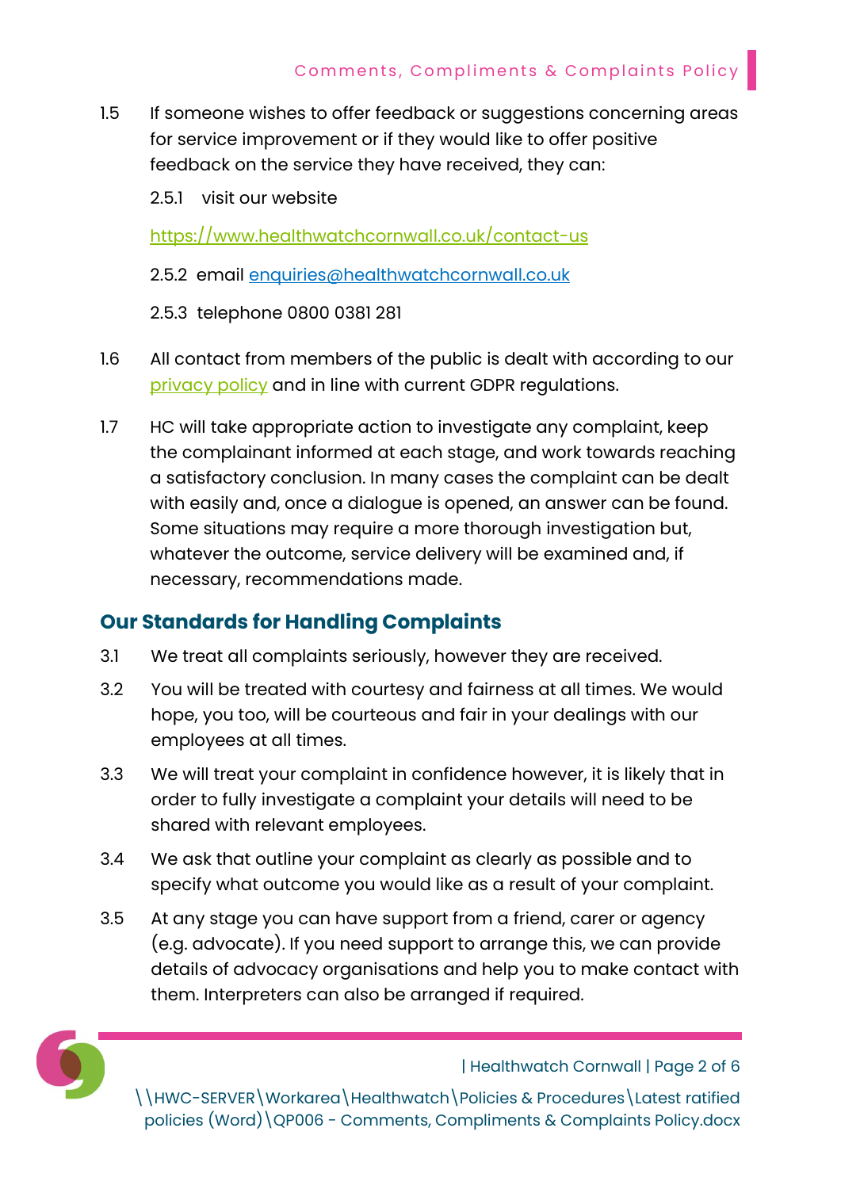1.5 If someone wishes to offer feedback or suggestions concerning areas for service improvement or if they would like to offer positive feedback on the service they have received, they can:

2.5.1 visit our website

https://www.healthwatchcornwall.co.uk/contact-us

2.5.2 email enquiries@healthwatchcornwall.co.uk

2.5.3 telephone 0800 0381 281

1.6 All contact from members of the public is dealt with according to our privacy policy and in line with current GDPR regulations.

1.7 HC will take appropriate action to investigate any complaint, keep the complainant informed at each stage, and work towards reaching a satisfactory conclusion. In many cases the complaint can be dealt with easily and, once a dialogue is opened, an answer can be found. Some situations may require a more thorough investigation but, whatever the outcome, service delivery will be examined and, if necessary, recommendations made.

## Our Standards for Handling Complaints

3.1 We treat all complaints seriously, however they are received.

3.2 You will be treated with courtesy and fairness at all times. We would hope, you too, will be courteous and fair in your dealings with our employees at all times.

3.3 We will treat your complaint in confidence however, it is likely that in order to fully investigate a complaint your details will need to be shared with relevant employees.

3.4 We ask that outline your complaint as clearly as possible and to specify what outcome you would like as a result of your complaint.

3.5 At any stage you can have support from a friend, carer or agency (e.g. advocate). If you need support to arrange this, we can provide details of advocacy organisations and help you to make contact with them. Interpreters can also be arranged if required.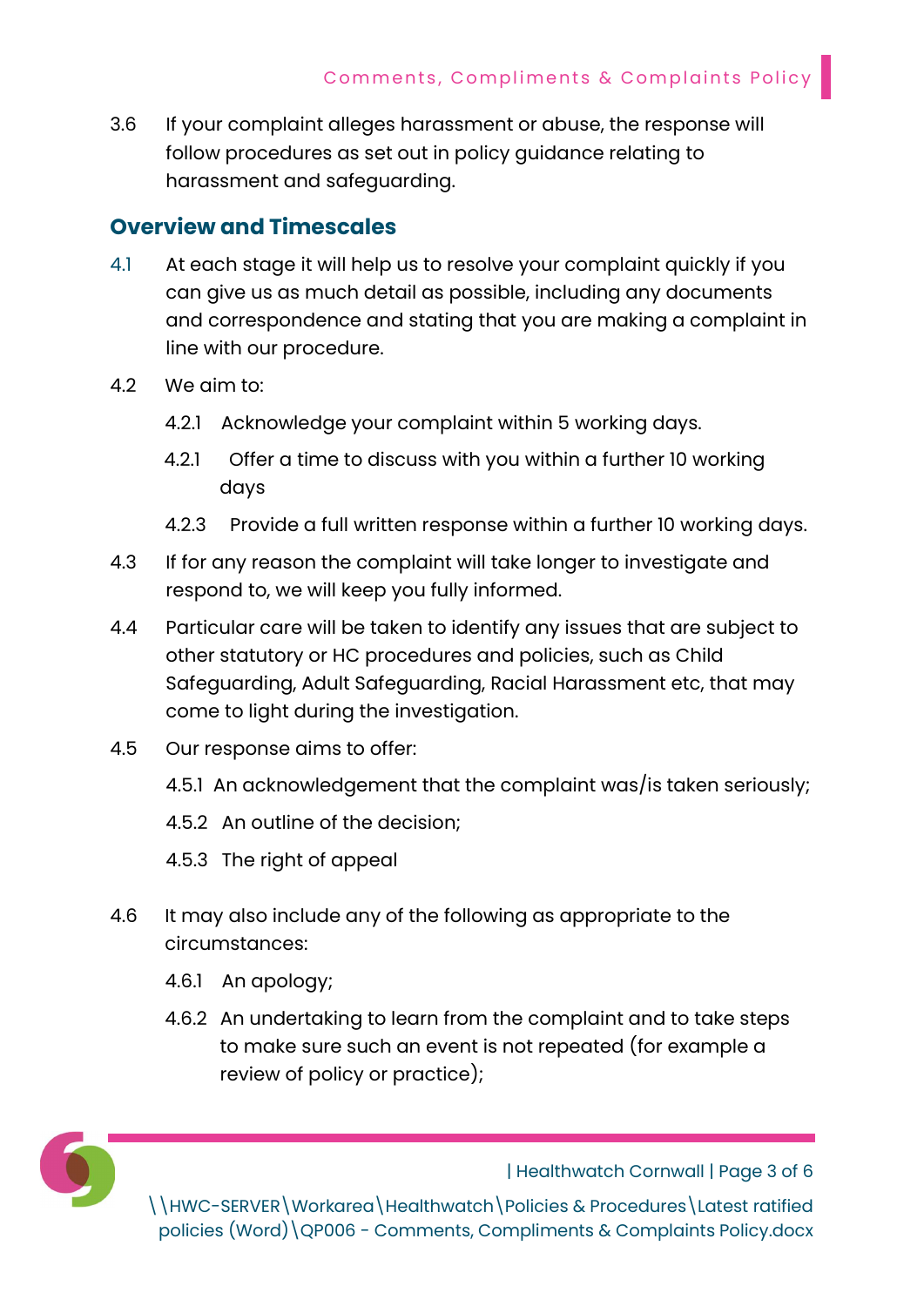3.6 If your complaint alleges harassment or abuse, the response will follow procedures as set out in policy guidance relating to harassment and safeguarding.

## Overview and Timescales

4.1 At each stage it will help us to resolve your complaint quickly if you can give us as much detail as possible, including any documents and correspondence and stating that you are making a complaint in line with our procedure.

4.2 We aim to:

4.2.1 Acknowledge your complaint within 5 working days.

4.2.1 Offer a time to discuss with you within a further 10 working days

4.2.3 Provide a full written response within a further 10 working days.

4.3 If for any reason the complaint will take longer to investigate and respond to, we will keep you fully informed.

4.4 Particular care will be taken to identify any issues that are subject to other statutory or HC procedures and policies, such as Child Safeguarding, Adult Safeguarding, Racial Harassment etc, that may come to light during the investigation.

4.5 Our response aims to offer:

4.5.1 An acknowledgement that the complaint was/is taken seriously;

4.5.2 An outline of the decision;

4.5.3 The right of appeal

4.6 It may also include any of the following as appropriate to the circumstances:

4.6.1 An apology;

4.6.2 An undertaking to learn from the complaint and to take steps to make sure such an event is not repeated (for example a review of policy or practice);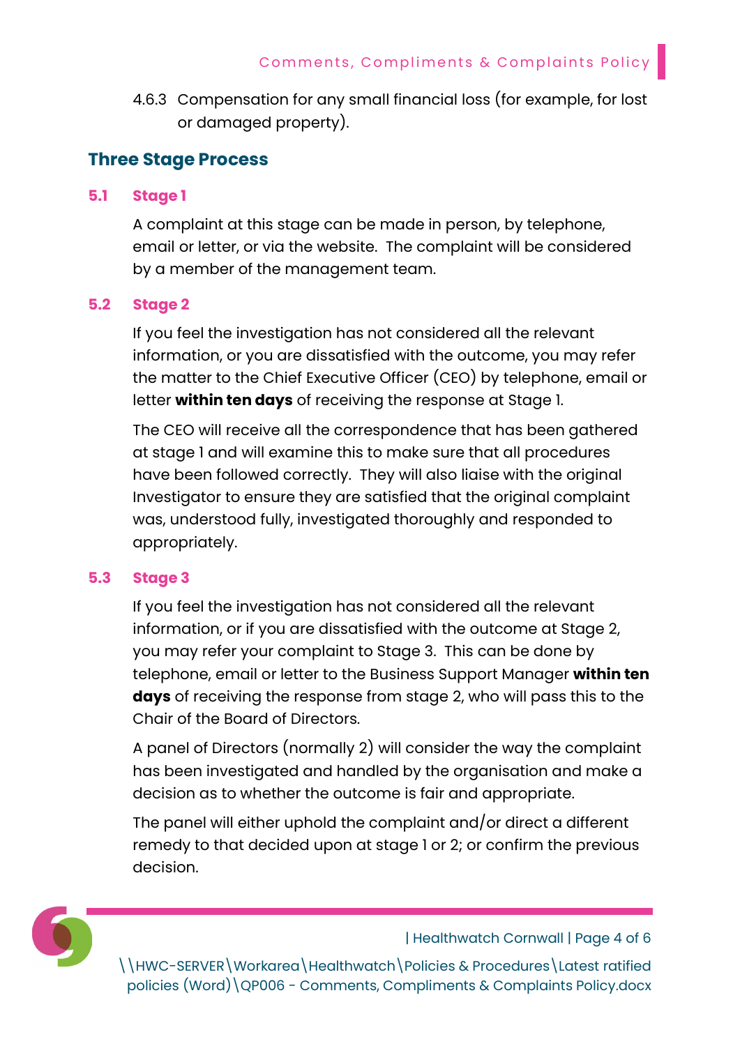4.6.3 Compensation for any small financial loss (for example, for lost or damaged property).

## Three Stage Process

### 5.1 Stage 1

A complaint at this stage can be made in person, by telephone, email or letter, or via the website. The complaint will be considered by a member of the management team.

### 5.2 Stage 2

If you feel the investigation has not considered all the relevant information, or you are dissatisfied with the outcome, you may refer the matter to the Chief Executive Officer (CEO) by telephone, email or letter **within ten days** of receiving the response at Stage 1.

The CEO will receive all the correspondence that has been gathered at stage 1 and will examine this to make sure that all procedures have been followed correctly. They will also liaise with the original Investigator to ensure they are satisfied that the original complaint was, understood fully, investigated thoroughly and responded to appropriately.

### 5.3 Stage 3

If you feel the investigation has not considered all the relevant information, or if you are dissatisfied with the outcome at Stage 2, you may refer your complaint to Stage 3. This can be done by telephone, email or letter to the Business Support Manager **within ten days** of receiving the response from stage 2, who will pass this to the Chair of the Board of Directors.

A panel of Directors (normally 2) will consider the way the complaint has been investigated and handled by the organisation and make a decision as to whether the outcome is fair and appropriate.

The panel will either uphold the complaint and/or direct a different remedy to that decided upon at stage 1 or 2; or confirm the previous decision.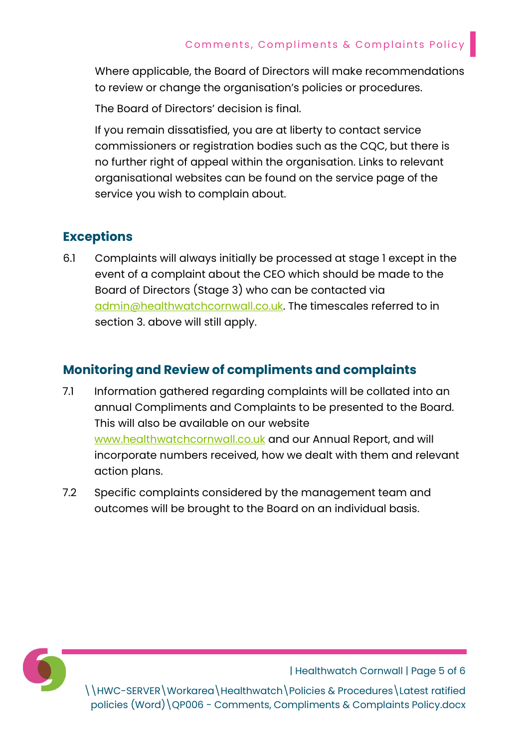Where applicable, the Board of Directors will make recommendations to review or change the organisation's policies or procedures.

The Board of Directors' decision is final.

If you remain dissatisfied, you are at liberty to contact service commissioners or registration bodies such as the CQC, but there is no further right of appeal within the organisation. Links to relevant organisational websites can be found on the service page of the service you wish to complain about.

## Exceptions

6.1 Complaints will always initially be processed at stage 1 except in the event of a complaint about the CEO which should be made to the Board of Directors (Stage 3) who can be contacted via admin@healthwatchcornwall.co.uk. The timescales referred to in section 3. above will still apply.

## Monitoring and Review of compliments and complaints

7.1 Information gathered regarding complaints will be collated into an annual Compliments and Complaints to be presented to the Board. This will also be available on our website www.healthwatchcornwall.co.uk and our Annual Report, and will incorporate numbers received, how we dealt with them and relevant action plans.

7.2 Specific complaints considered by the management team and outcomes will be brought to the Board on an individual basis.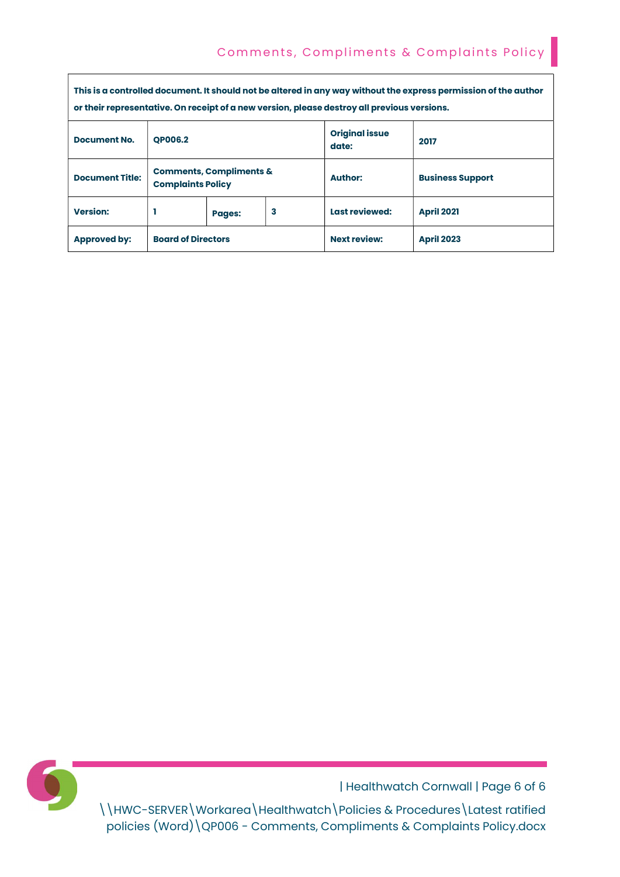| | | | | | |
|---|---|---|---|---|---|
| **This is a controlled document. It should not be altered in any way without the express permission of the author or their representative. On receipt of a new version, please destroy all previous versions.** | | | | | |
| **Document No.** | **QP006.2** | | | **Original issue date:** | **2017** |
| **Document Title:** | **Comments, Compliments & Complaints Policy** | | | **Author:** | **Business Support** |
| **Version:** | **1** | **Pages:** | **3** | **Last reviewed:** | **April 2021** |
| **Approved by:** | **Board of Directors** | | | **Next review:** | **April 2023** |